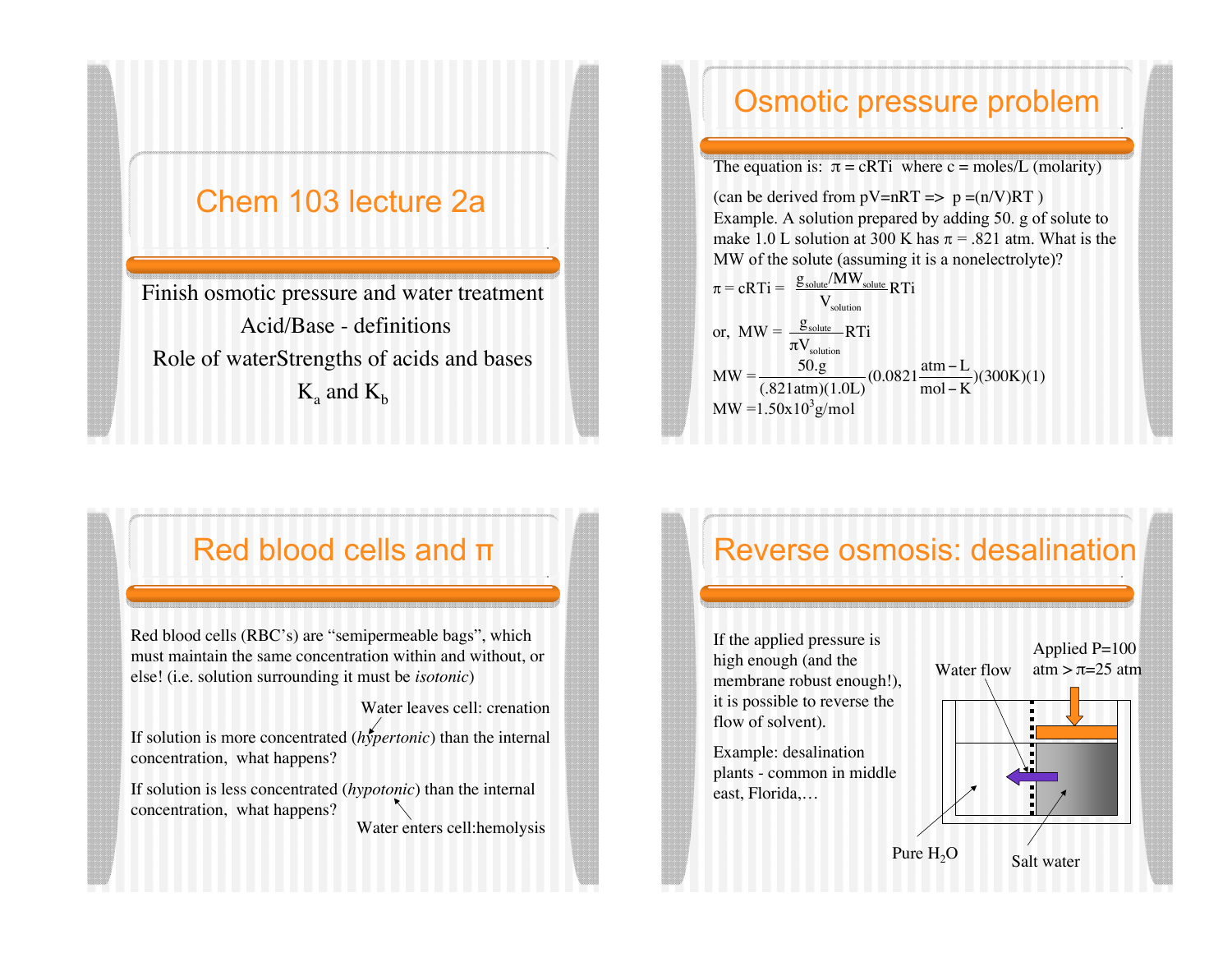# Chem 103 lecture 2a

Finish osmotic pressure and water treatment

Acid/Base - definitions

Role of waterStrengths of acids and bases

$K_a$ and $K_b$

## Osmotic pressure problem

The equation is: $\pi = cRTi$ where c = moles/L (molarity)

(can be derived from pV=nRT => p =(n/V)RT )

Example. A solution prepared by adding 50. g of solute to make 1.0 L solution at 300 K has $\pi$ = .821 atm. What is the MW of the solute (assuming it is a nonelectrolyte)?

$$\pi = cRTi = \frac{g_{solute}/MW_{solute}}{V_{solution}} RTi$$

$$\text{or, } MW = \frac{g_{solute}}{\pi V_{solution}} RTi$$

$$MW = \frac{50.g}{(.821 atm)(1.0 L)}(0.0821 \frac{atm-L}{mol-K})(300K)(1)$$

$$MW = 1.50 \times 10^3 g/mol$$

## Red blood cells and π

Red blood cells (RBC's) are "semipermeable bags", which must maintain the same concentration within and without, or else! (i.e. solution surrounding it must be *isotonic*)

If solution is more concentrated (*hypertonic*) than the internal concentration, what happens? — Water leaves cell: crenation

If solution is less concentrated (*hypotonic*) than the internal concentration, what happens? — Water enters cell:hemolysis

## Reverse osmosis: desalination

If the applied pressure is high enough (and the membrane robust enough!), it is possible to reverse the flow of solvent).

Example: desalination plants - common in middle east, Florida,…

Water flow

Applied P=100 atm > $\pi$=25 atm

Pure $H_2O$

Salt water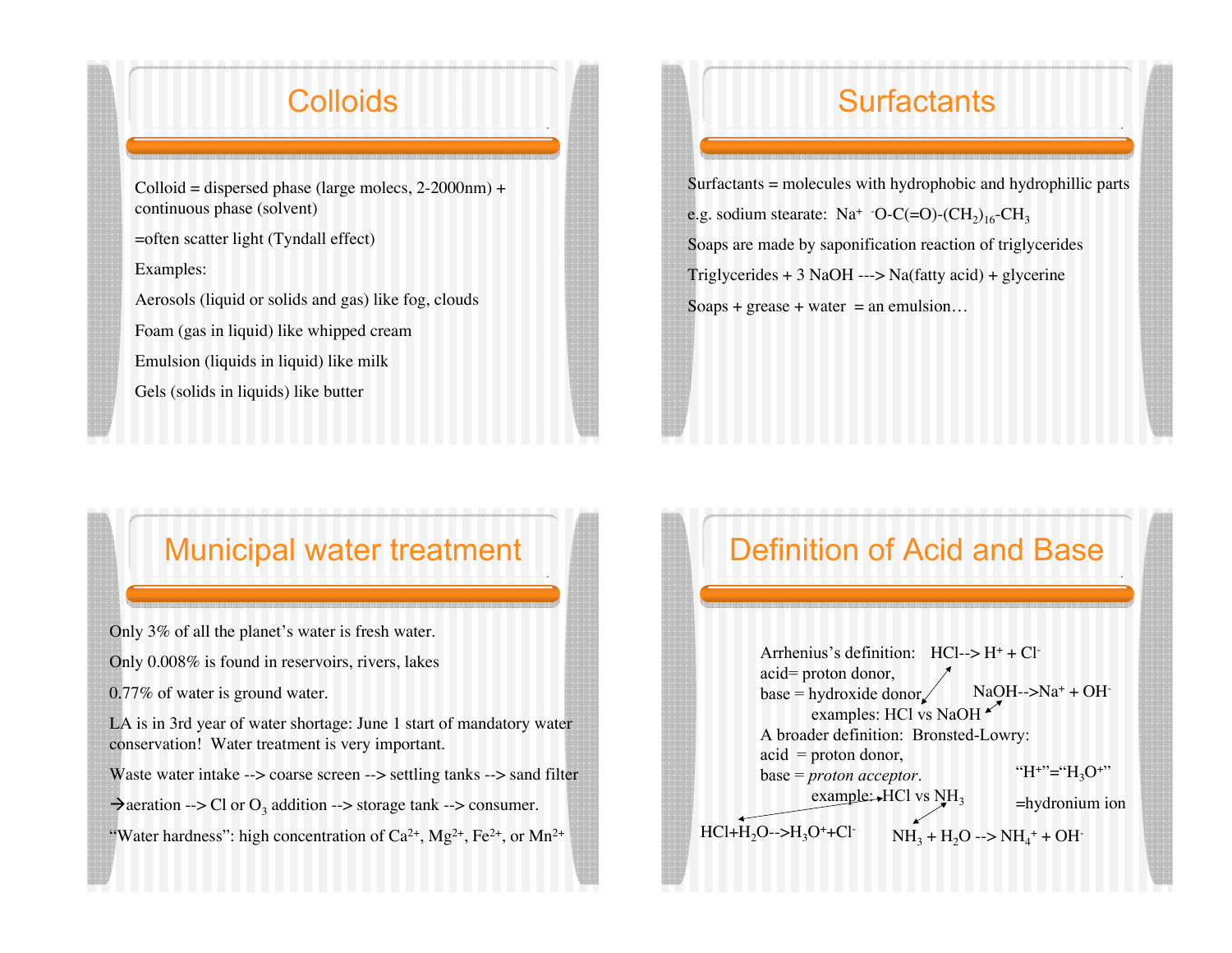# Colloids

Colloid = dispersed phase (large molecs, 2-2000nm) + continuous phase (solvent)

=often scatter light (Tyndall effect)

Examples:

Aerosols (liquid or solids and gas) like fog, clouds

Foam (gas in liquid) like whipped cream

Emulsion (liquids in liquid) like milk

Gels (solids in liquids) like butter

# Surfactants

Surfactants = molecules with hydrophobic and hydrophillic parts

e.g. sodium stearate: $Na^+$ $^-O\text{-}C(=O)\text{-}(CH_2)_{16}\text{-}CH_3$

Soaps are made by saponification reaction of triglycerides

Triglycerides + 3 NaOH ---> Na(fatty acid) + glycerine

Soaps + grease + water = an emulsion…

# Municipal water treatment

Only 3% of all the planet's water is fresh water.

Only 0.008% is found in reservoirs, rivers, lakes

0.77% of water is ground water.

LA is in 3rd year of water shortage: June 1 start of mandatory water conservation! Water treatment is very important.

Waste water intake --> coarse screen --> settling tanks --> sand filter

→aeration --> Cl or $O_3$ addition --> storage tank --> consumer.

"Water hardness": high concentration of $Ca^{2+}$, $Mg^{2+}$, $Fe^{2+}$, or $Mn^{2+}$

# Definition of Acid and Base

Arrhenius's definition: $HCl \rightarrow H^+ + Cl^-$
acid= proton donor,
base = hydroxide donor, $NaOH \rightarrow Na^+ + OH^-$
examples: HCl vs NaOH

A broader definition: Bronsted-Lowry:
acid = proton donor,
base = *proton acceptor*.
example: HCl vs $NH_3$

"$H^+$"="$H_3O^+$"
=hydronium ion

$HCl + H_2O \rightarrow H_3O^+ + Cl^-$

$NH_3 + H_2O \rightarrow NH_4^+ + OH^-$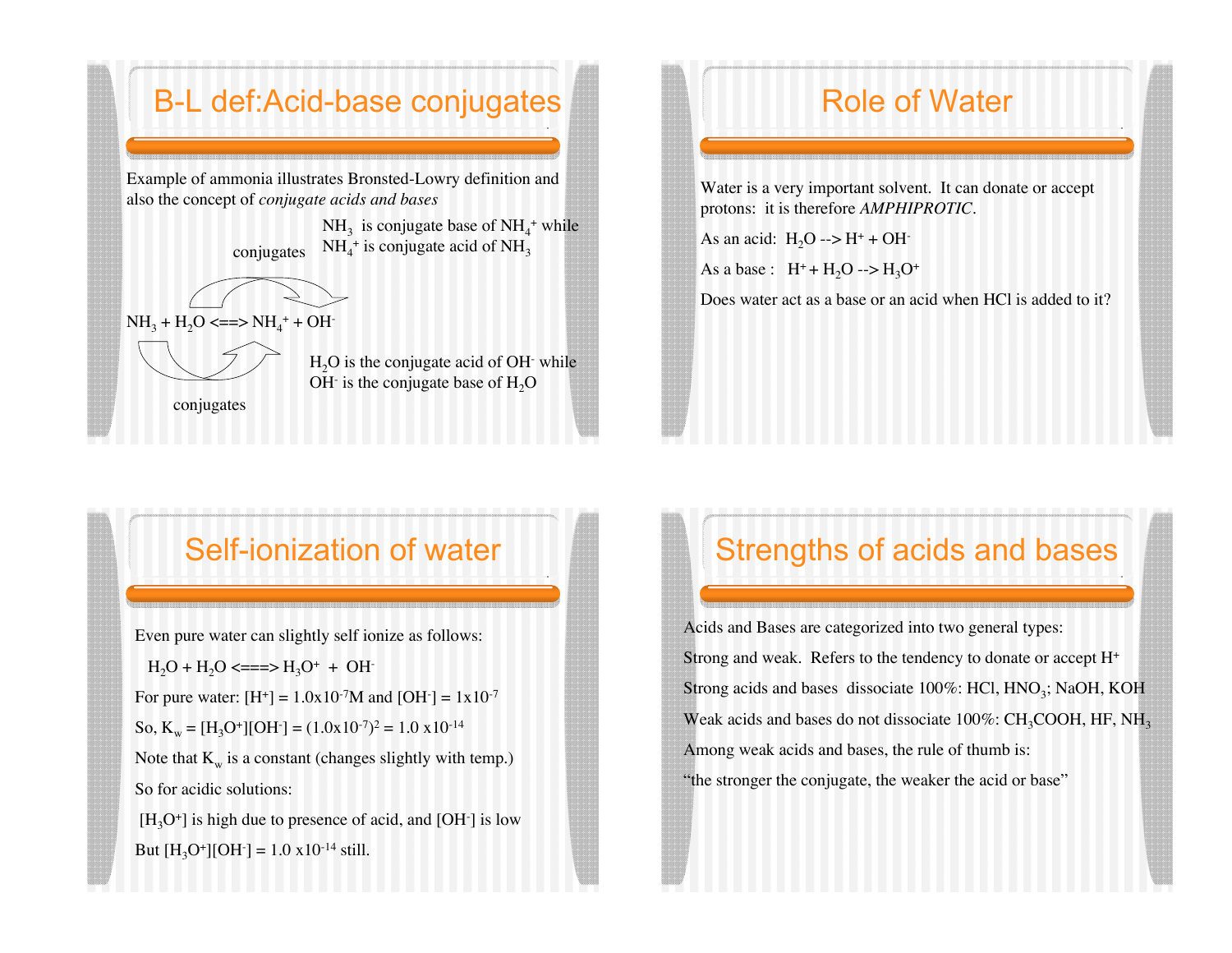## B-L def:Acid-base conjugates

Example of ammonia illustrates Bronsted-Lowry definition and also the concept of *conjugate acids and bases*

$NH_3$ is conjugate base of $NH_4^+$ while $NH_4^+$ is conjugate acid of $NH_3$

conjugates

$NH_3 + H_2O \Longleftrightarrow NH_4^+ + OH^-$

conjugates

$H_2O$ is the conjugate acid of $OH^-$ while $OH^-$ is the conjugate base of $H_2O$

## Role of Water

Water is a very important solvent. It can donate or accept protons: it is therefore *AMPHIPROTIC*.

As an acid: $H_2O \rightarrow H^+ + OH^-$

As a base : $H^+ + H_2O \rightarrow H_3O^+$

Does water act as a base or an acid when HCl is added to it?

## Self-ionization of water

Even pure water can slightly self ionize as follows:

$H_2O + H_2O \Longleftrightarrow H_3O^+ + OH^-$

For pure water: $[H^+] = 1.0 \times 10^{-7}$M and $[OH^-] = 1 \times 10^{-7}$

So, $K_w = [H_3O^+][OH^-] = (1.0 \times 10^{-7})^2 = 1.0 \times 10^{-14}$

Note that $K_w$ is a constant (changes slightly with temp.)

So for acidic solutions:

$[H_3O^+]$ is high due to presence of acid, and $[OH^-]$ is low

But $[H_3O^+][OH^-] = 1.0 \times 10^{-14}$ still.

## Strengths of acids and bases

Acids and Bases are categorized into two general types:

Strong and weak. Refers to the tendency to donate or accept $H^+$

Strong acids and bases dissociate 100%: HCl, $HNO_3$; NaOH, KOH

Weak acids and bases do not dissociate 100%: $CH_3COOH$, HF, $NH_3$

Among weak acids and bases, the rule of thumb is:

"the stronger the conjugate, the weaker the acid or base"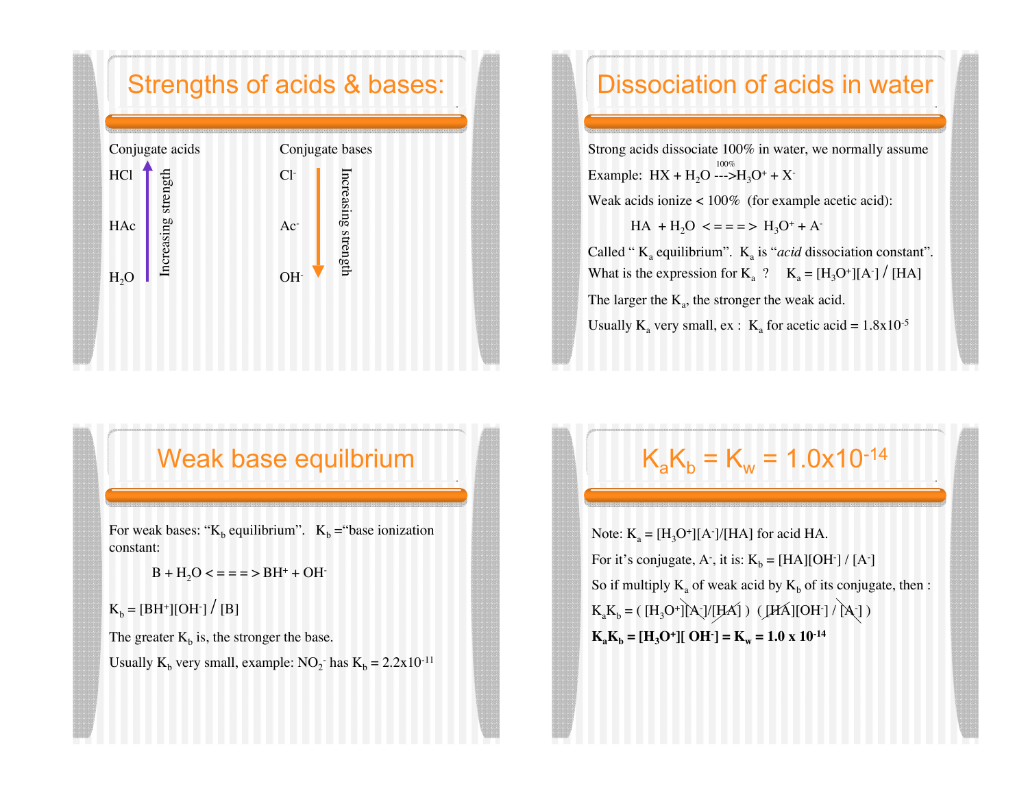## Strengths of acids & bases:

| Conjugate acids | Conjugate bases |
|---|---|
| HCl | $Cl^-$ |
| HAc | $Ac^-$ |
| $H_2O$ | $OH^-$ |

Conjugate acids: Increasing strength (upward, from $H_2O$ to HCl)

Conjugate bases: Increasing strength (downward, from $Cl^-$ to $OH^-$)

## Dissociation of acids in water

Strong acids dissociate 100% in water, we normally assume

Example: $HX + H_2O \xrightarrow{100\%} H_3O^+ + X^-$

Weak acids ionize < 100% (for example acetic acid):

$$HA + H_2O \rightleftharpoons H_3O^+ + A^-$$

Called " $K_a$ equilibrium". $K_a$ is "*acid* dissociation constant".

What is the expression for $K_a$ ? $K_a = [H_3O^+][A^-] / [HA]$

The larger the $K_a$, the stronger the weak acid.

Usually $K_a$ very small, ex : $K_a$ for acetic acid = $1.8 \times 10^{-5}$

## Weak base equilbrium

For weak bases: "$K_b$ equilibrium". $K_b$ ="base ionization constant:

$$B + H_2O \rightleftharpoons BH^+ + OH^-$$

$K_b = [BH^+][OH^-] / [B]$

The greater $K_b$ is, the stronger the base.

Usually $K_b$ very small, example: $NO_2^-$ has $K_b = 2.2 \times 10^{-11}$

## $K_aK_b = K_w = 1.0 \times 10^{-14}$

Note: $K_a = [H_3O^+][A^-]/[HA]$ for acid HA.

For it's conjugate, $A^-$, it is: $K_b = [HA][OH^-] / [A^-]$

So if multiply $K_a$ of weak acid by $K_b$ of its conjugate, then :

$K_aK_b = ( [H_3O^+]\cancel{[A^-]}/\cancel{[HA]} ) ( \cancel{[HA]}[OH^-] / \cancel{[A^-]} )$

$\mathbf{K_aK_b = [H_3O^+][OH^-] = K_w = 1.0 \times 10^{-14}}$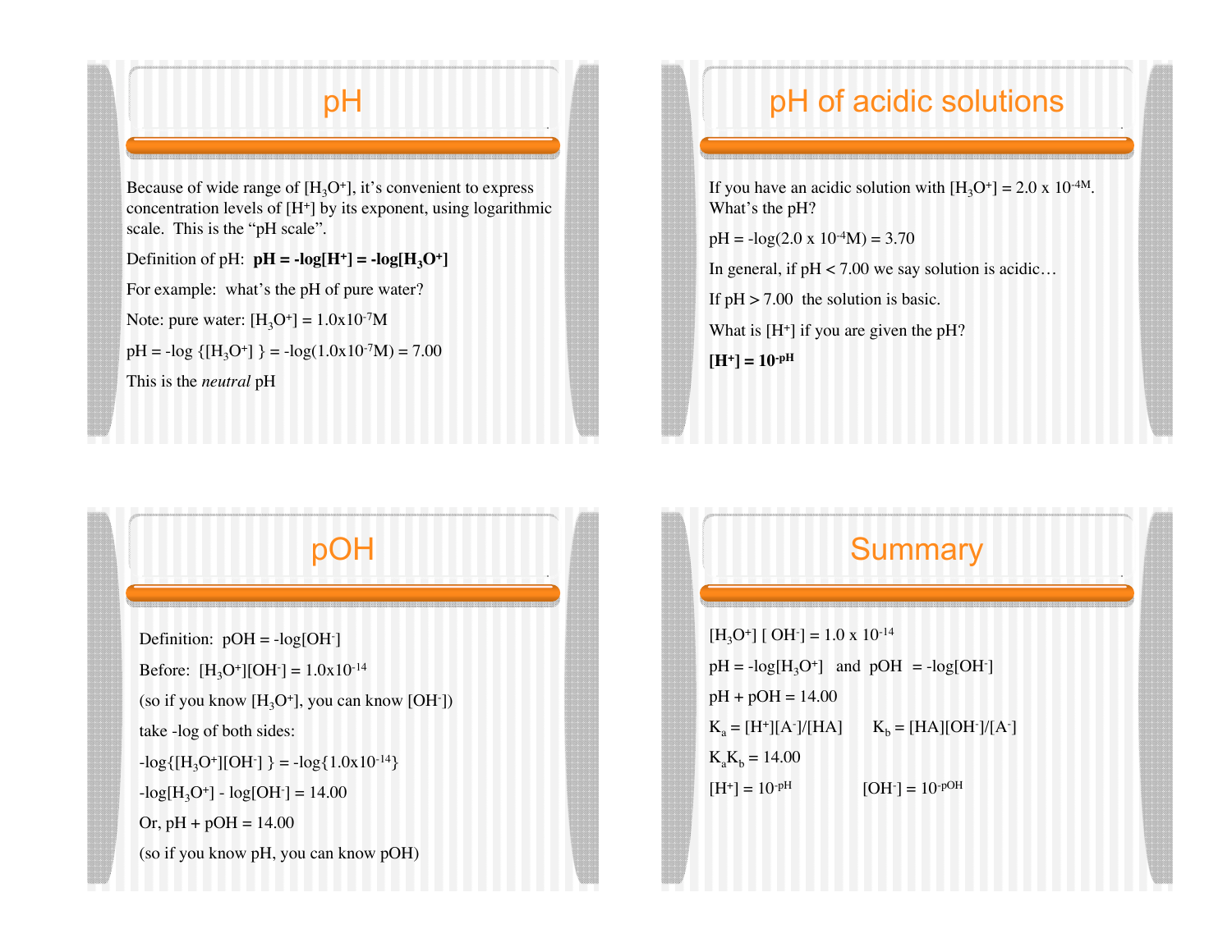# pH

Because of wide range of $[H_3O^+]$, it's convenient to express concentration levels of $[H^+]$ by its exponent, using logarithmic scale. This is the "pH scale".

Definition of pH: **$pH = -\log[H^+] = -\log[H_3O^+]$**

For example: what's the pH of pure water?

Note: pure water: $[H_3O^+] = 1.0 \times 10^{-7}M$

$pH = -\log \{[H_3O^+]\} = -\log(1.0 \times 10^{-7}M) = 7.00$

This is the *neutral* pH

# pH of acidic solutions

If you have an acidic solution with $[H_3O^+] = 2.0 \times 10^{-4M}$. What's the pH?

$pH = -\log(2.0 \times 10^{-4}M) = 3.70$

In general, if pH < 7.00 we say solution is acidic…

If pH > 7.00 the solution is basic.

What is $[H^+]$ if you are given the pH?

**$[H^+] = 10^{-pH}$**

# pOH

Definition: $pOH = -\log[OH^-]$

Before: $[H_3O^+][OH^-] = 1.0 \times 10^{-14}$

(so if you know $[H_3O^+]$, you can know $[OH^-]$)

take -log of both sides:

$-\log\{[H_3O^+][OH^-]\} = -\log\{1.0 \times 10^{-14}\}$

$-\log[H_3O^+] - \log[OH^-] = 14.00$

Or, pH + pOH = 14.00

(so if you know pH, you can know pOH)

# Summary

$[H_3O^+][OH^-] = 1.0 \times 10^{-14}$

$pH = -\log[H_3O^+]$ and $pOH = -\log[OH^-]$

pH + pOH = 14.00

$K_a = [H^+][A^-]/[HA]$ $K_b = [HA][OH^-]/[A^-]$

$K_aK_b = 14.00$

$[H^+] = 10^{-pH}$ $[OH^-] = 10^{-pOH}$